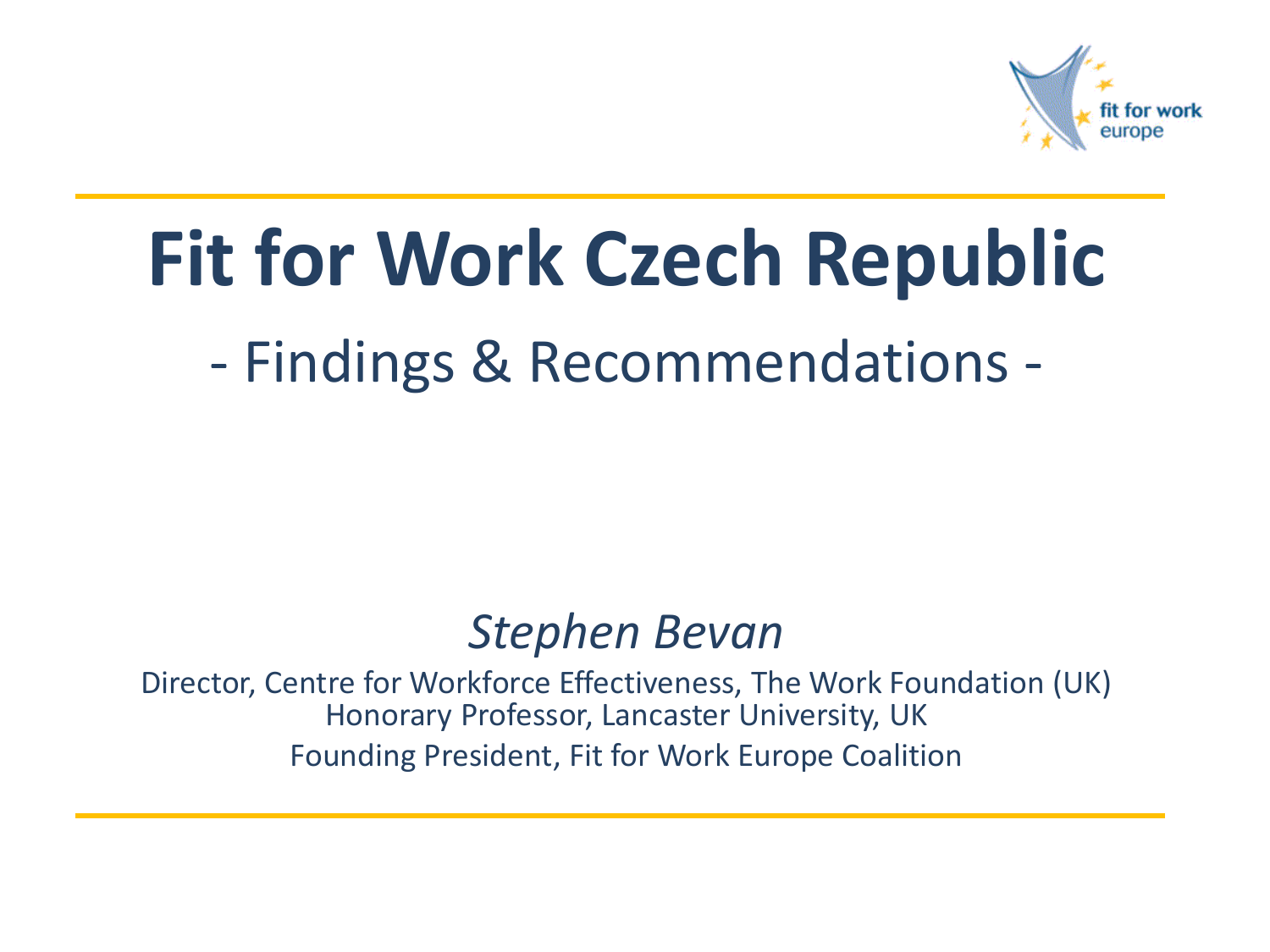# Fit for Work Czech Republic

## - Findings & Recommendations -

*Stephen Bevan*

Director, Centre for Workforce Effectiveness, The Work Foundation (UK)
Honorary Professor, Lancaster University, UK
Founding President, Fit for Work Europe Coalition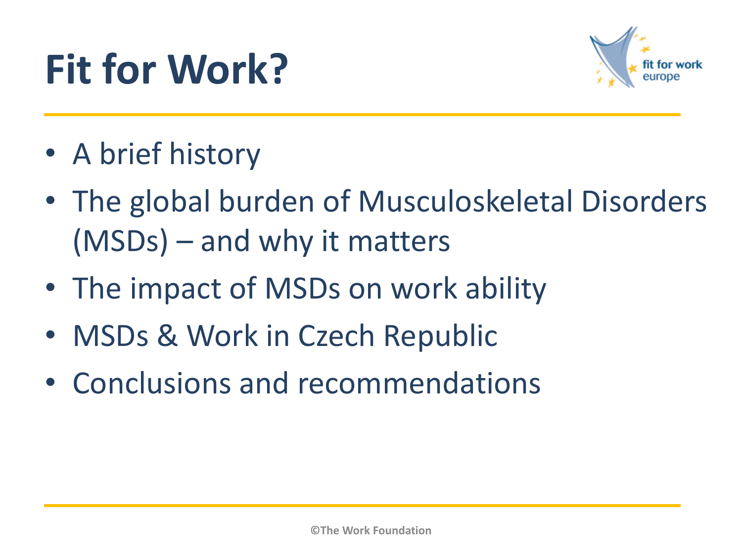# Fit for Work?

- A brief history
- The global burden of Musculoskeletal Disorders (MSDs) – and why it matters
- The impact of MSDs on work ability
- MSDs & Work in Czech Republic
- Conclusions and recommendations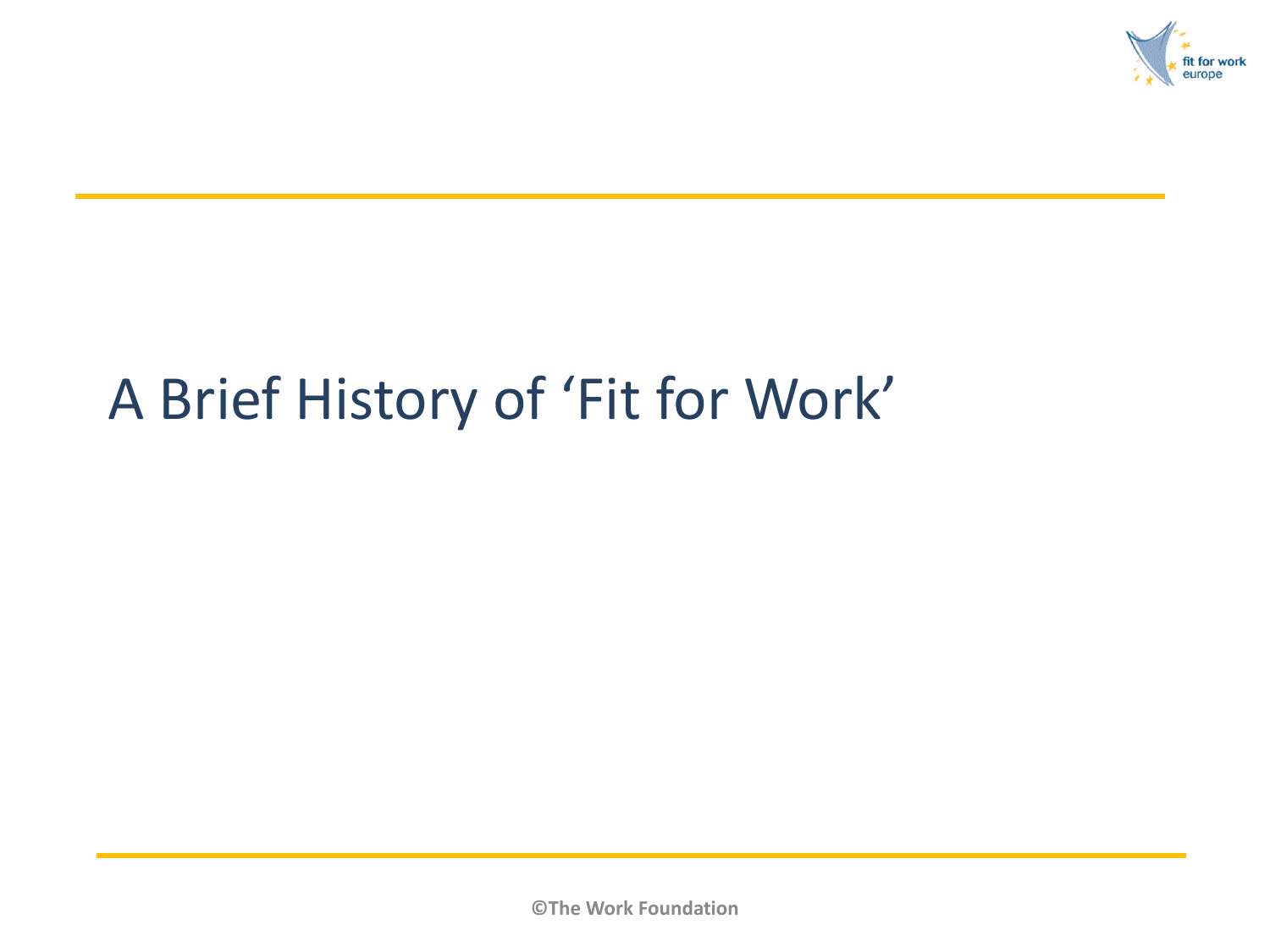# A Brief History of 'Fit for Work'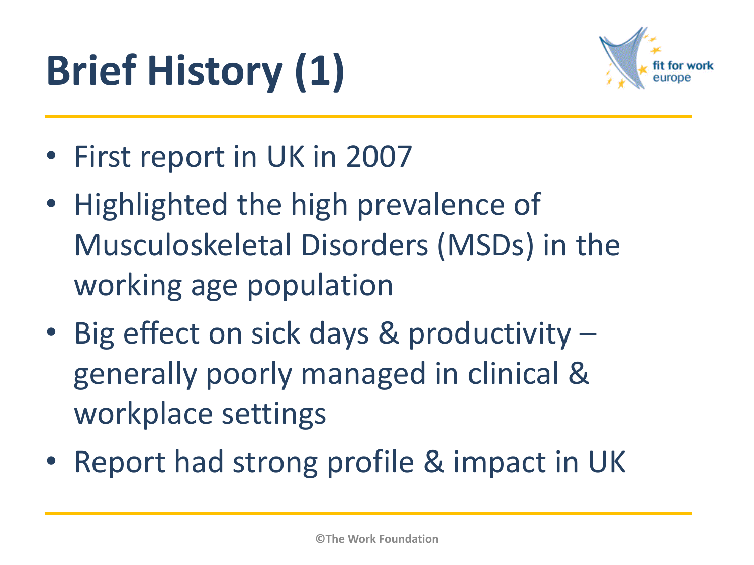# Brief History (1)

- First report in UK in 2007
- Highlighted the high prevalence of Musculoskeletal Disorders (MSDs) in the working age population
- Big effect on sick days & productivity – generally poorly managed in clinical & workplace settings
- Report had strong profile & impact in UK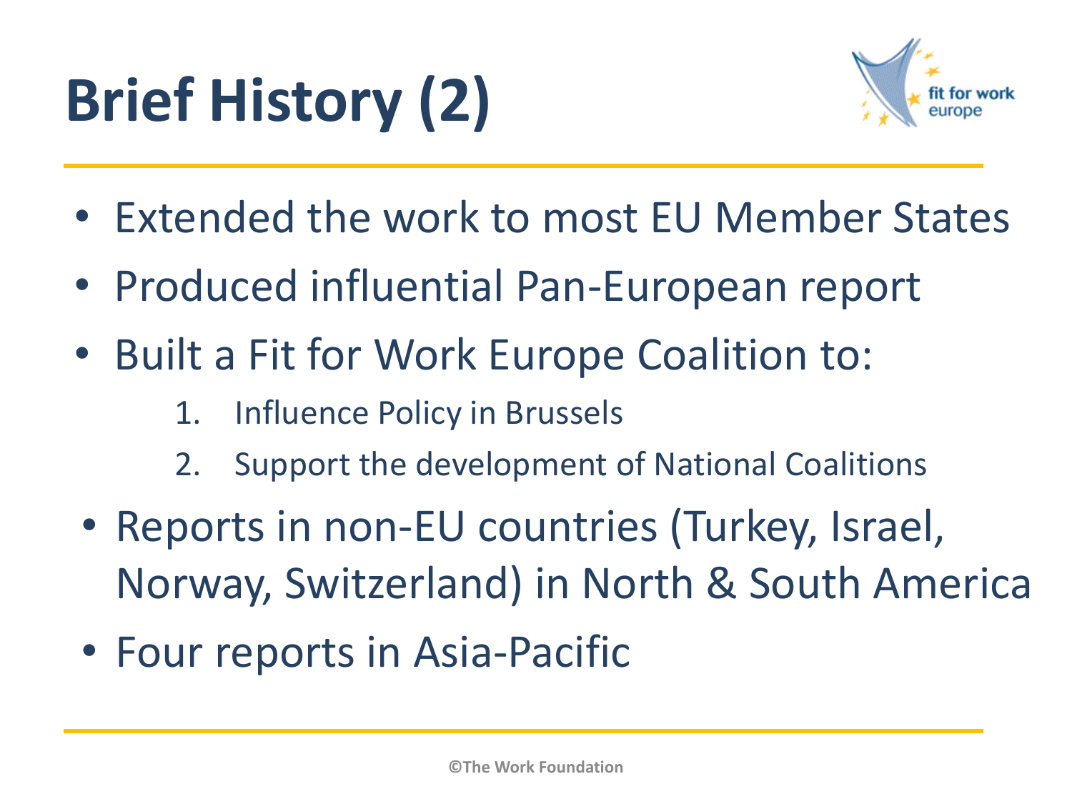# Brief History (2)

- Extended the work to most EU Member States
- Produced influential Pan-European report
- Built a Fit for Work Europe Coalition to:
    1. Influence Policy in Brussels
    2. Support the development of National Coalitions
- Reports in non-EU countries (Turkey, Israel, Norway, Switzerland) in North & South America
- Four reports in Asia-Pacific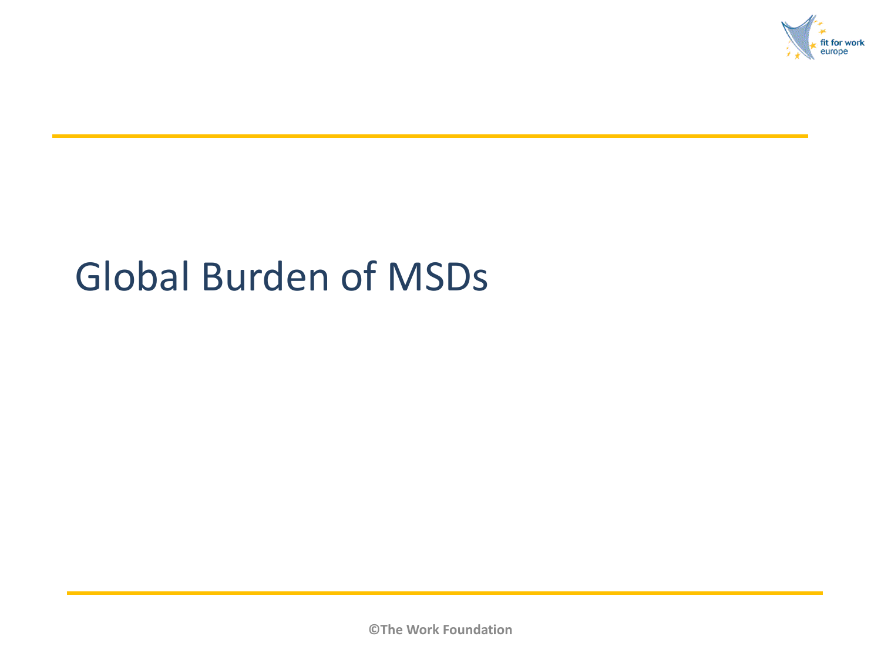# Global Burden of MSDs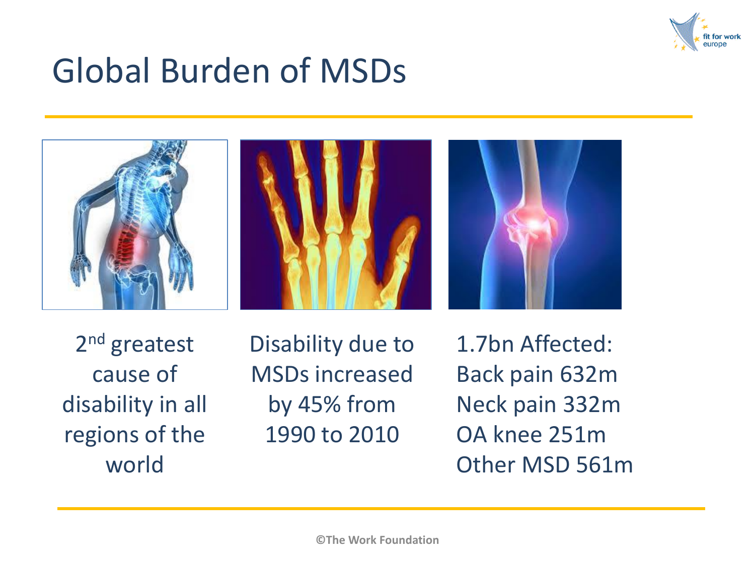# Global Burden of MSDs

2nd greatest cause of disability in all regions of the world

Disability due to MSDs increased by 45% from 1990 to 2010

1.7bn Affected:
Back pain 632m
Neck pain 332m
OA knee 251m
Other MSD 561m

©The Work Foundation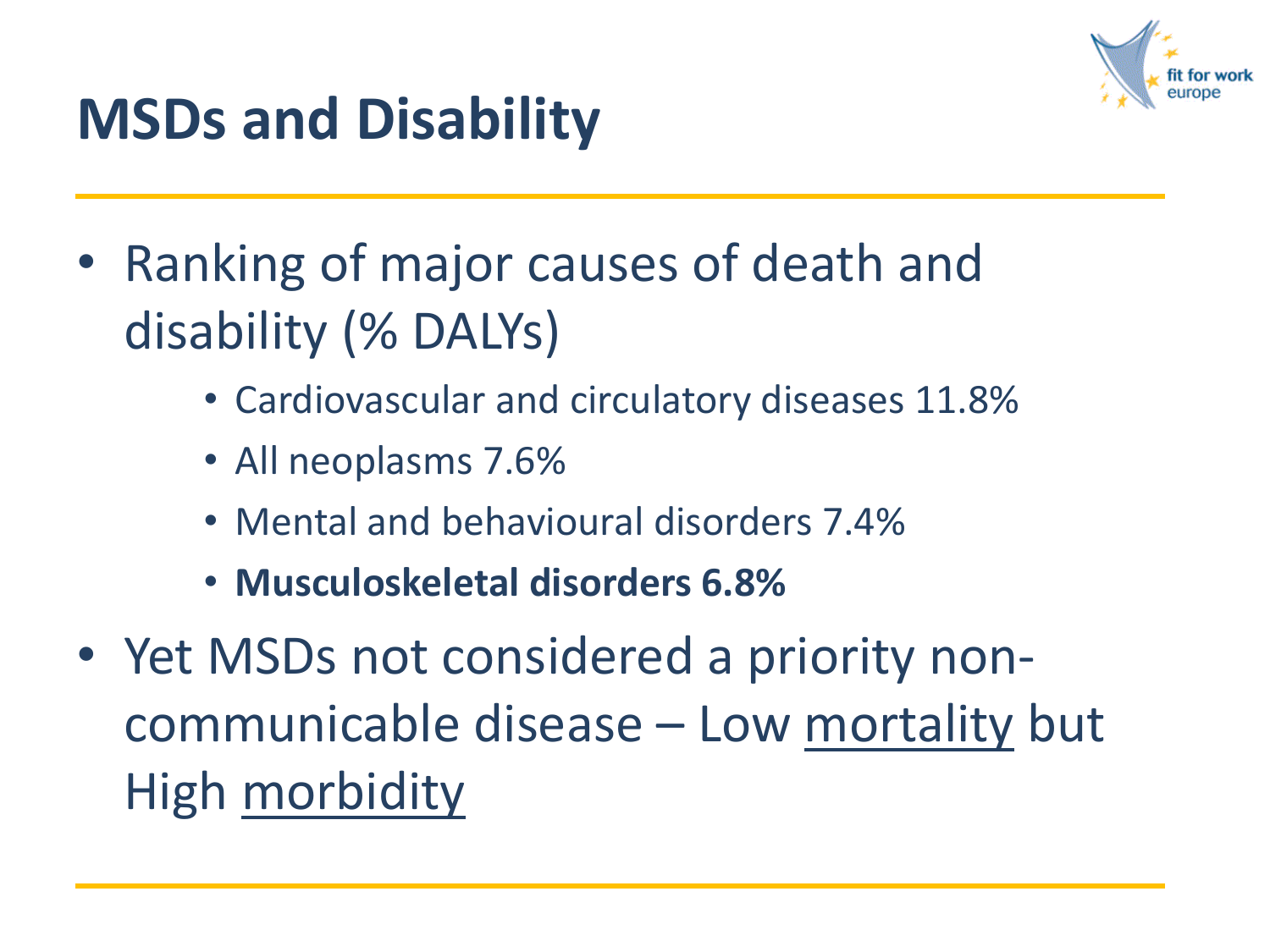# MSDs and Disability

- Ranking of major causes of death and disability (% DALYs)
  - Cardiovascular and circulatory diseases 11.8%
  - All neoplasms 7.6%
  - Mental and behavioural disorders 7.4%
  - **Musculoskeletal disorders 6.8%**
- Yet MSDs not considered a priority non-communicable disease – Low mortality but High morbidity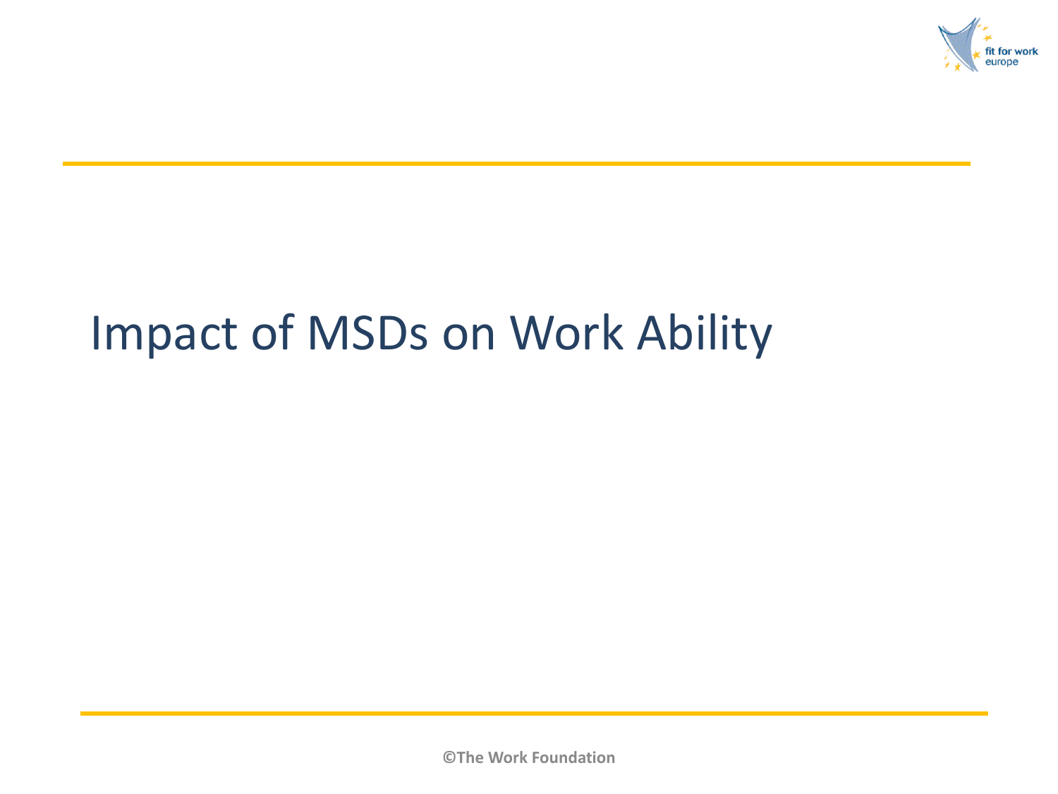# Impact of MSDs on Work Ability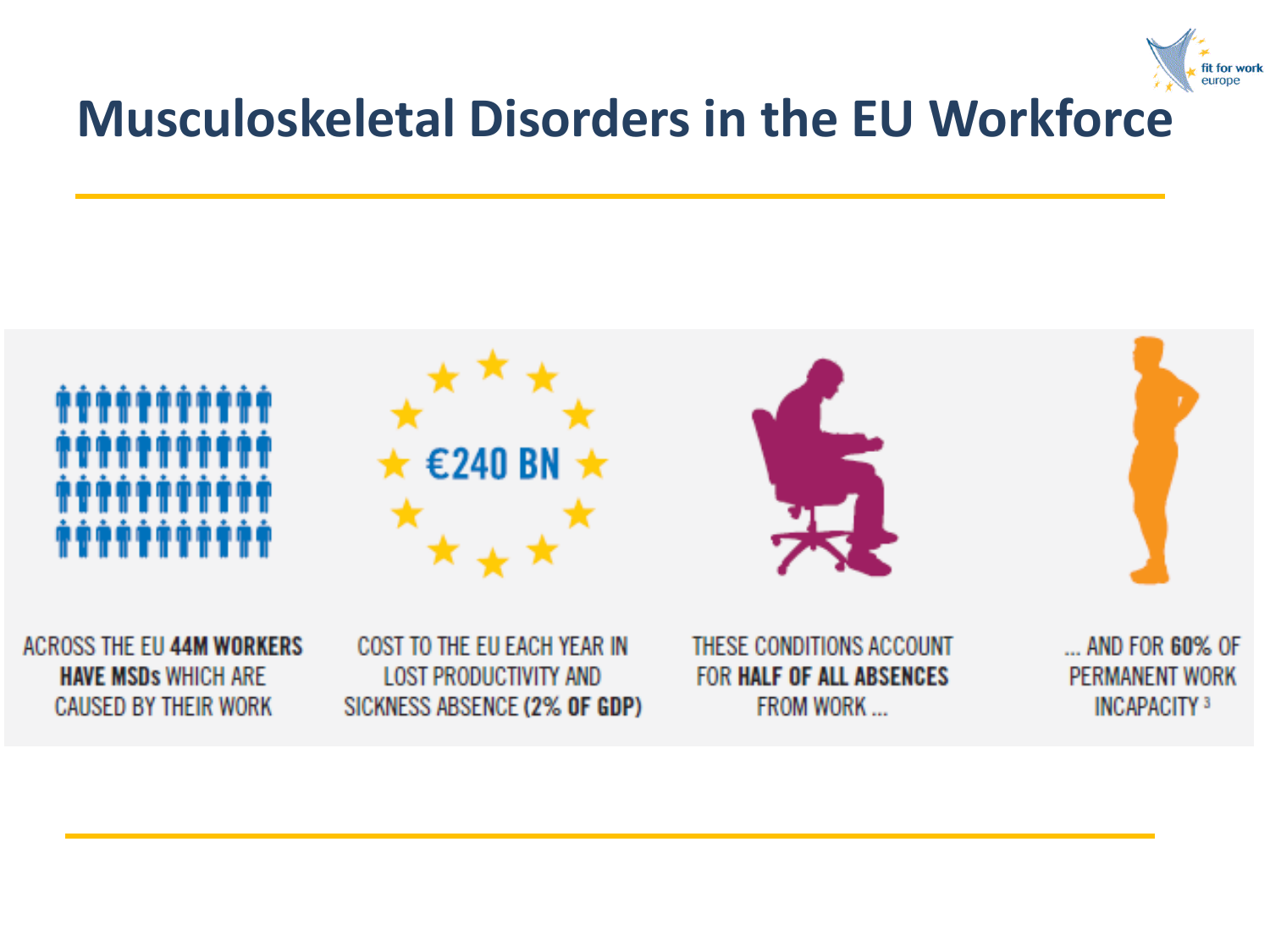# Musculoskeletal Disorders in the EU Workforce

ACROSS THE EU **44M WORKERS HAVE MSDs** WHICH ARE CAUSED BY THEIR WORK

€240 BN

COST TO THE EU EACH YEAR IN LOST PRODUCTIVITY AND SICKNESS ABSENCE **(2% OF GDP)**

THESE CONDITIONS ACCOUNT FOR **HALF OF ALL ABSENCES** FROM WORK ...

... AND FOR **60%** OF PERMANENT WORK INCAPACITY [3]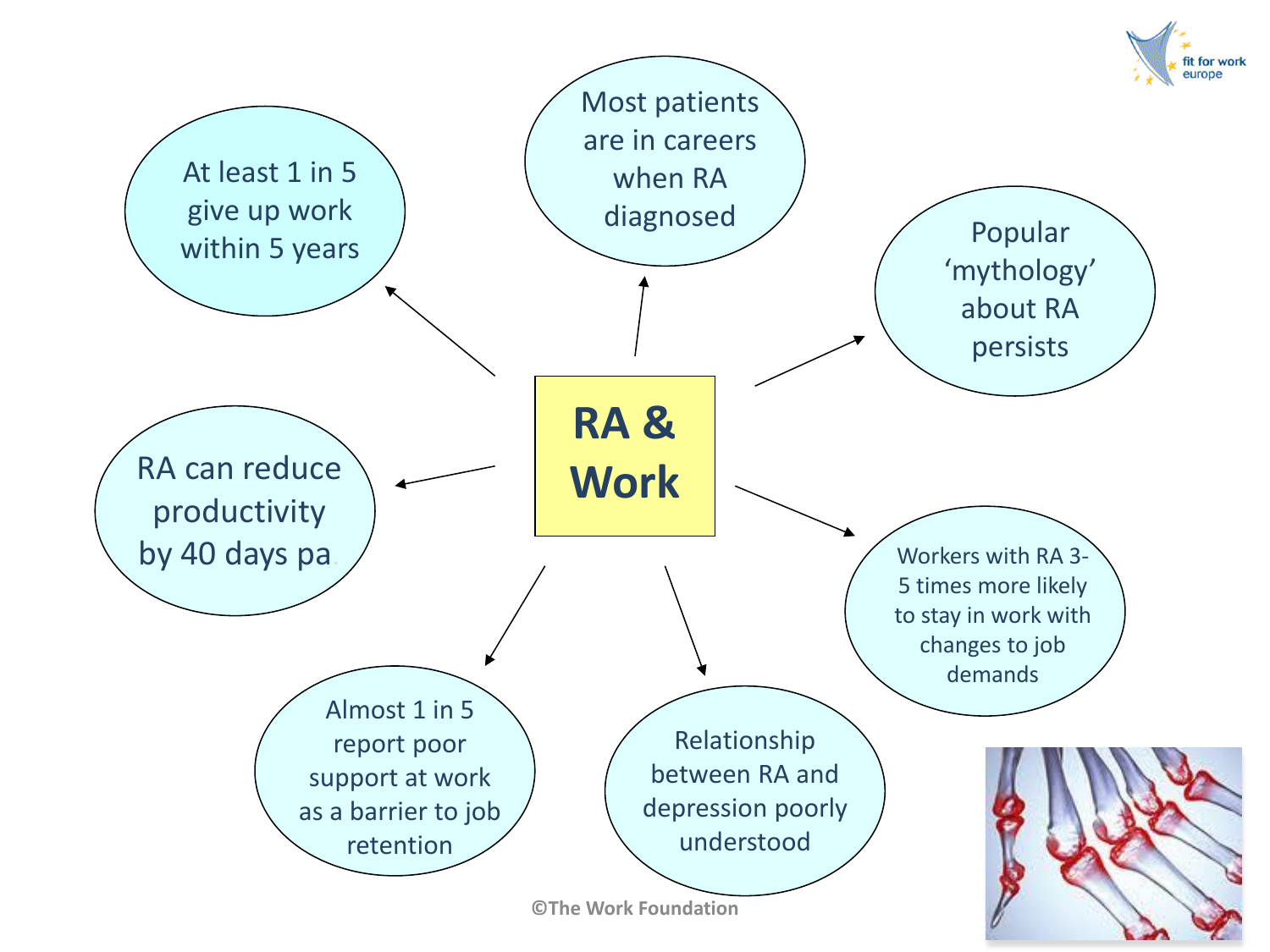# RA & Work

- At least 1 in 5 give up work within 5 years
- Most patients are in careers when RA diagnosed
- Popular 'mythology' about RA persists
- RA can reduce productivity by 40 days pa
- Workers with RA 3-5 times more likely to stay in work with changes to job demands
- Almost 1 in 5 report poor support at work as a barrier to job retention
- Relationship between RA and depression poorly understood

©The Work Foundation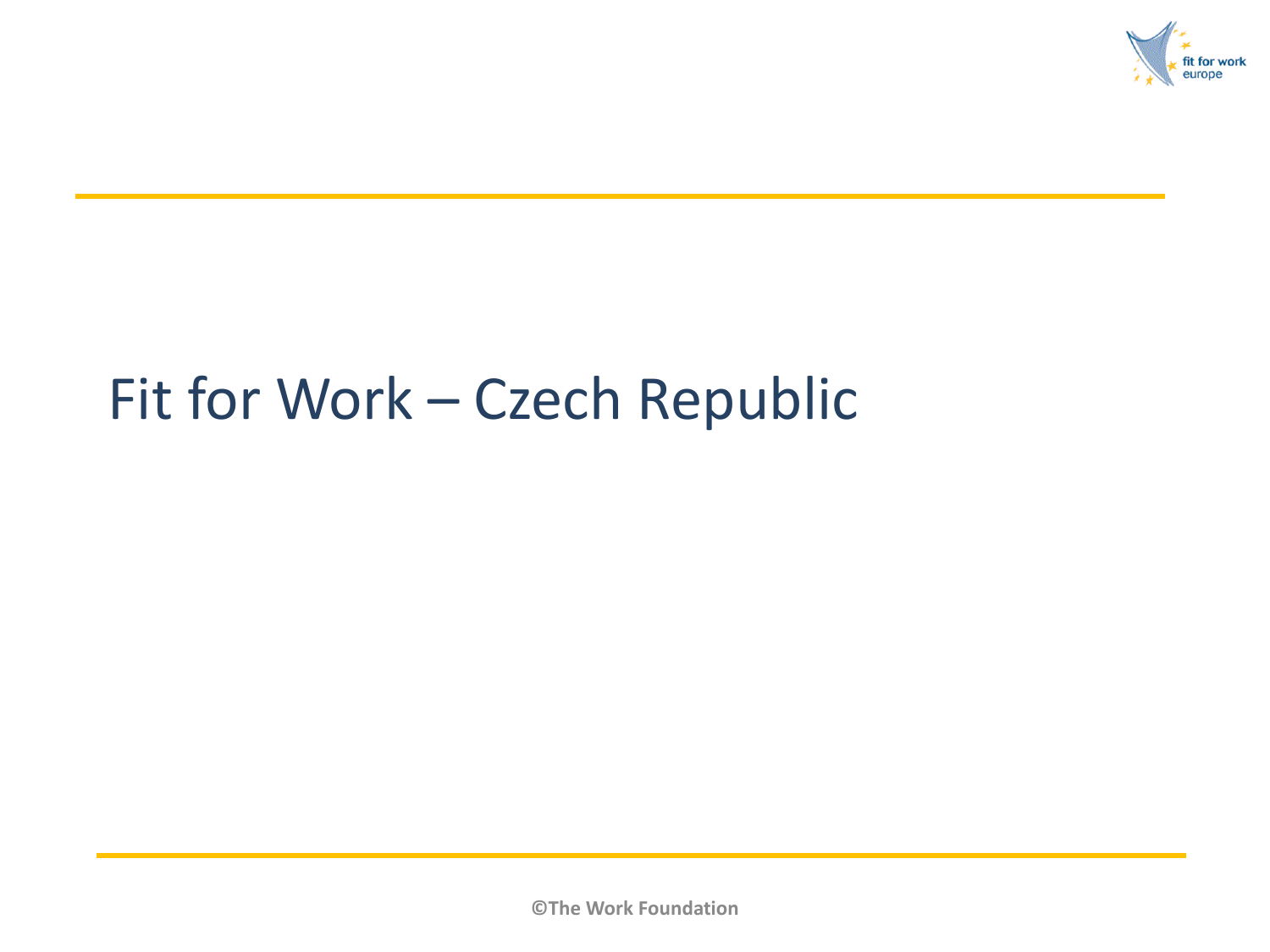# Fit for Work – Czech Republic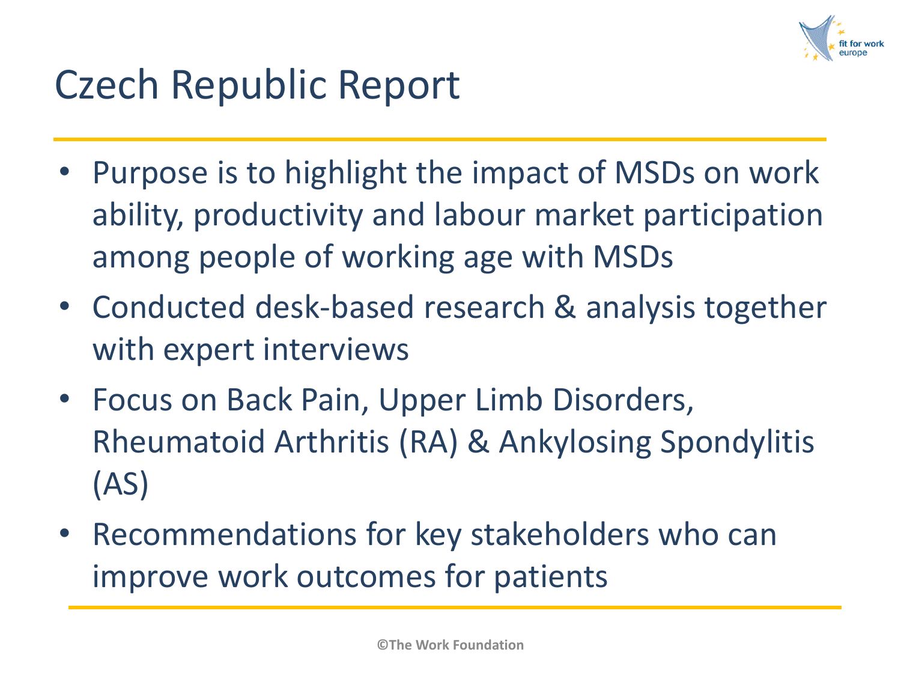# Czech Republic Report

- Purpose is to highlight the impact of MSDs on work ability, productivity and labour market participation among people of working age with MSDs
- Conducted desk-based research & analysis together with expert interviews
- Focus on Back Pain, Upper Limb Disorders, Rheumatoid Arthritis (RA) & Ankylosing Spondylitis (AS)
- Recommendations for key stakeholders who can improve work outcomes for patients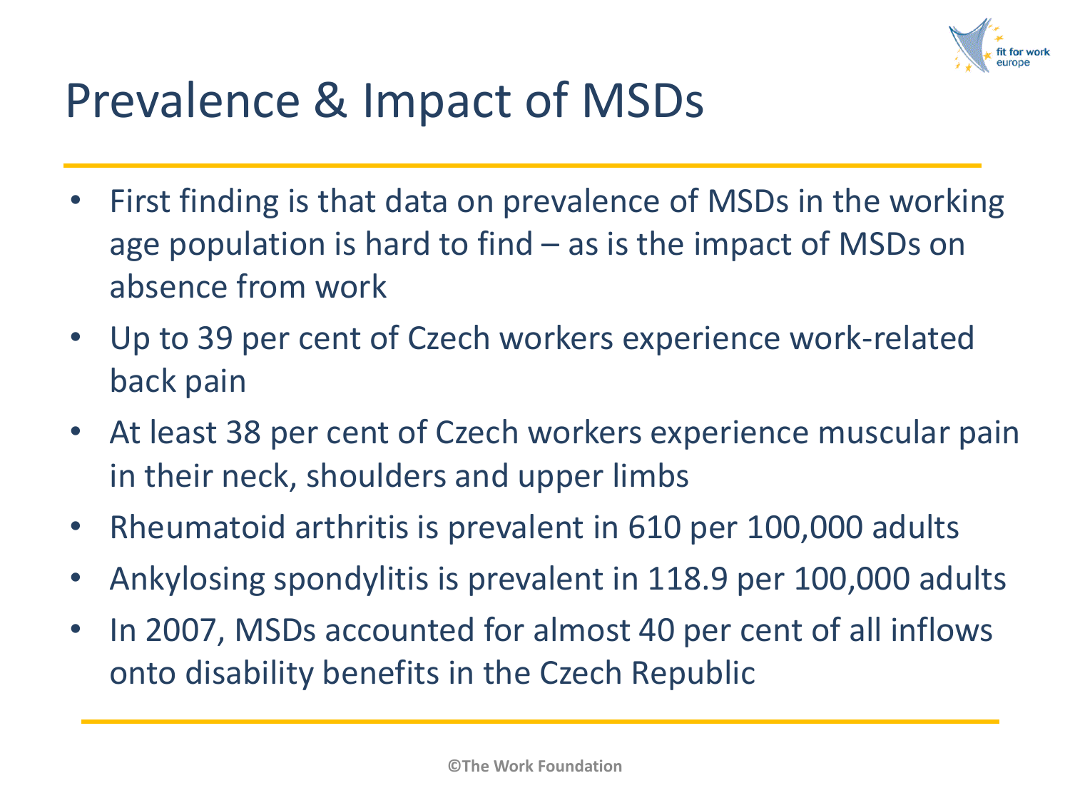# Prevalence & Impact of MSDs

- First finding is that data on prevalence of MSDs in the working age population is hard to find – as is the impact of MSDs on absence from work
- Up to 39 per cent of Czech workers experience work-related back pain
- At least 38 per cent of Czech workers experience muscular pain in their neck, shoulders and upper limbs
- Rheumatoid arthritis is prevalent in 610 per 100,000 adults
- Ankylosing spondylitis is prevalent in 118.9 per 100,000 adults
- In 2007, MSDs accounted for almost 40 per cent of all inflows onto disability benefits in the Czech Republic

©The Work Foundation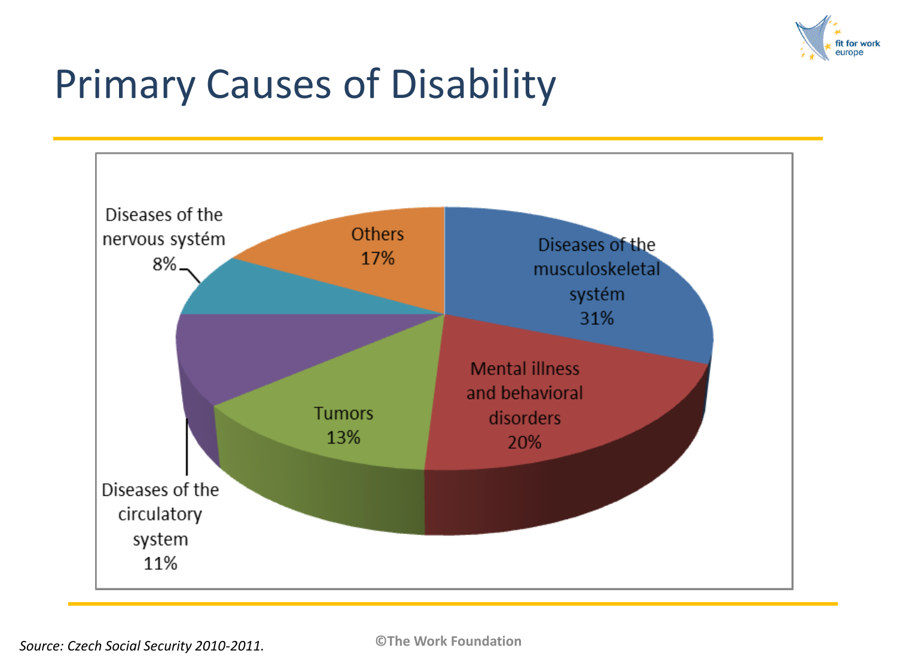# Primary Causes of Disability

| Cause | Share |
| --- | --- |
| Diseases of the musculoskeletal systém | 31% |
| Mental illness and behavioral disorders | 20% |
| Tumors | 13% |
| Diseases of the circulatory system | 11% |
| Diseases of the nervous systém | 8% |
| Others | 17% |

*Source: Czech Social Security 2010-2011.*

©The Work Foundation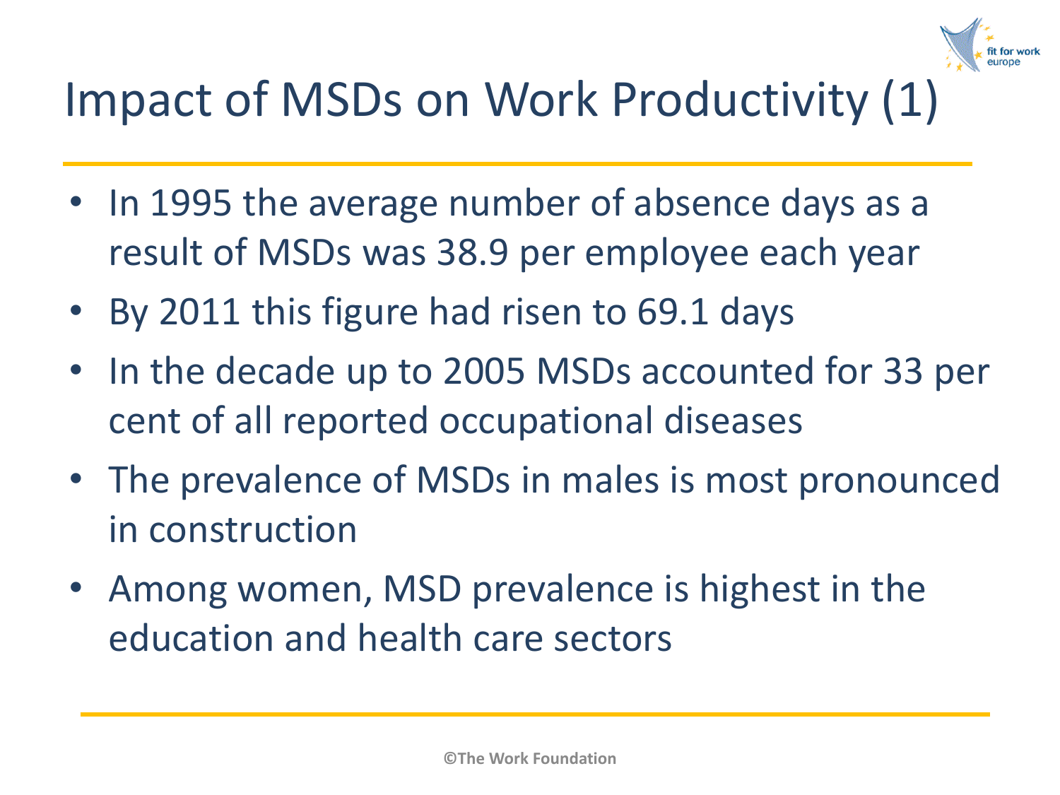# Impact of MSDs on Work Productivity (1)

- In 1995 the average number of absence days as a result of MSDs was 38.9 per employee each year
- By 2011 this figure had risen to 69.1 days
- In the decade up to 2005 MSDs accounted for 33 per cent of all reported occupational diseases
- The prevalence of MSDs in males is most pronounced in construction
- Among women, MSD prevalence is highest in the education and health care sectors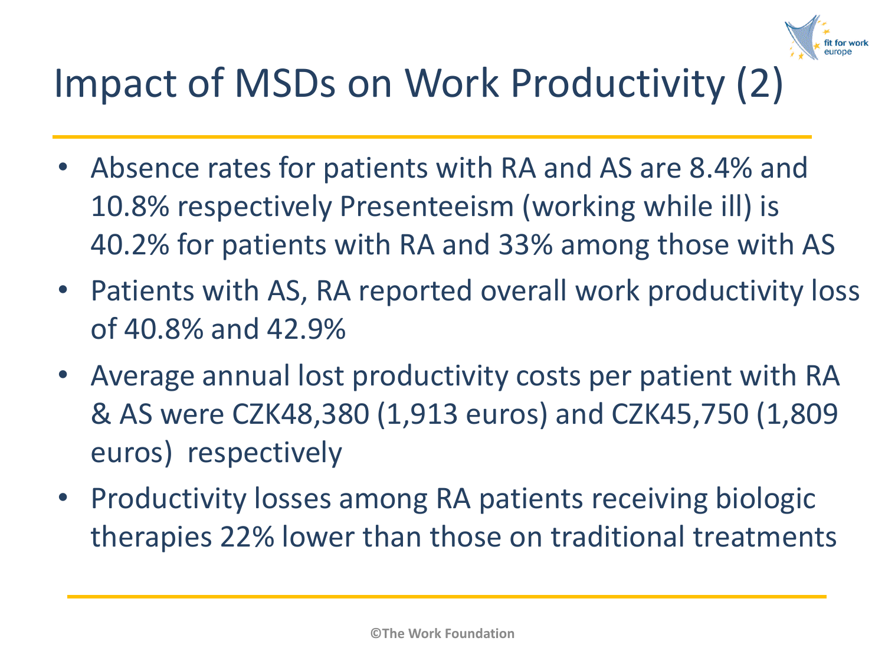# Impact of MSDs on Work Productivity (2)

- Absence rates for patients with RA and AS are 8.4% and 10.8% respectively Presenteeism (working while ill) is 40.2% for patients with RA and 33% among those with AS
- Patients with AS, RA reported overall work productivity loss of 40.8% and 42.9%
- Average annual lost productivity costs per patient with RA & AS were CZK48,380 (1,913 euros) and CZK45,750 (1,809 euros) respectively
- Productivity losses among RA patients receiving biologic therapies 22% lower than those on traditional treatments

©The Work Foundation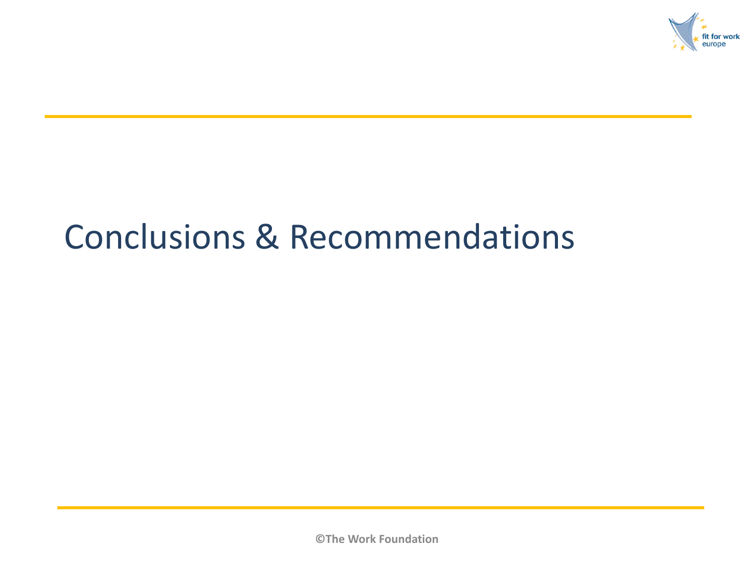# Conclusions & Recommendations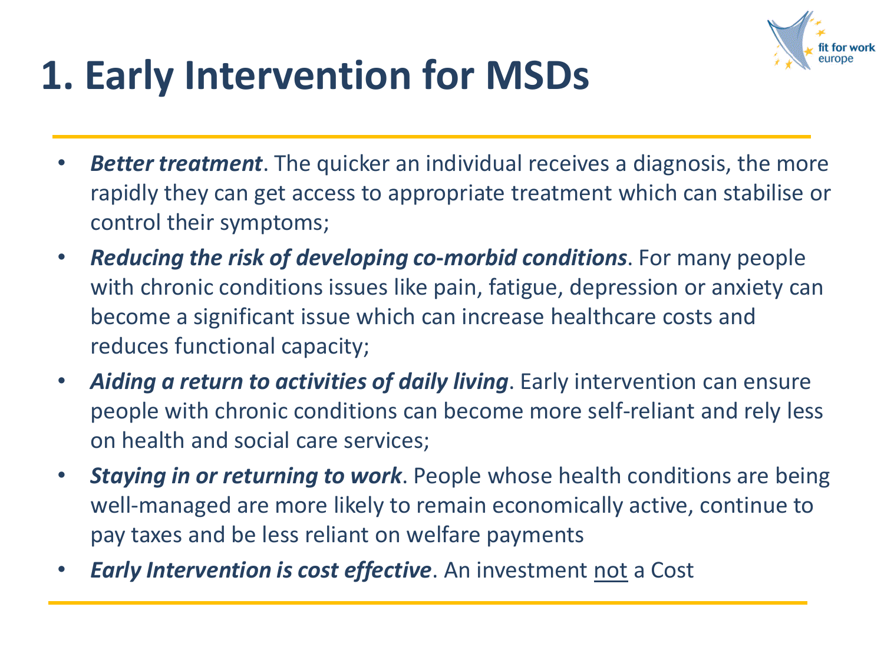# 1. Early Intervention for MSDs

- ***Better treatment***. The quicker an individual receives a diagnosis, the more rapidly they can get access to appropriate treatment which can stabilise or control their symptoms;
- ***Reducing the risk of developing co-morbid conditions***. For many people with chronic conditions issues like pain, fatigue, depression or anxiety can become a significant issue which can increase healthcare costs and reduces functional capacity;
- ***Aiding a return to activities of daily living***. Early intervention can ensure people with chronic conditions can become more self-reliant and rely less on health and social care services;
- ***Staying in or returning to work***. People whose health conditions are being well-managed are more likely to remain economically active, continue to pay taxes and be less reliant on welfare payments
- ***Early Intervention is cost effective***. An investment <u>not</u> a Cost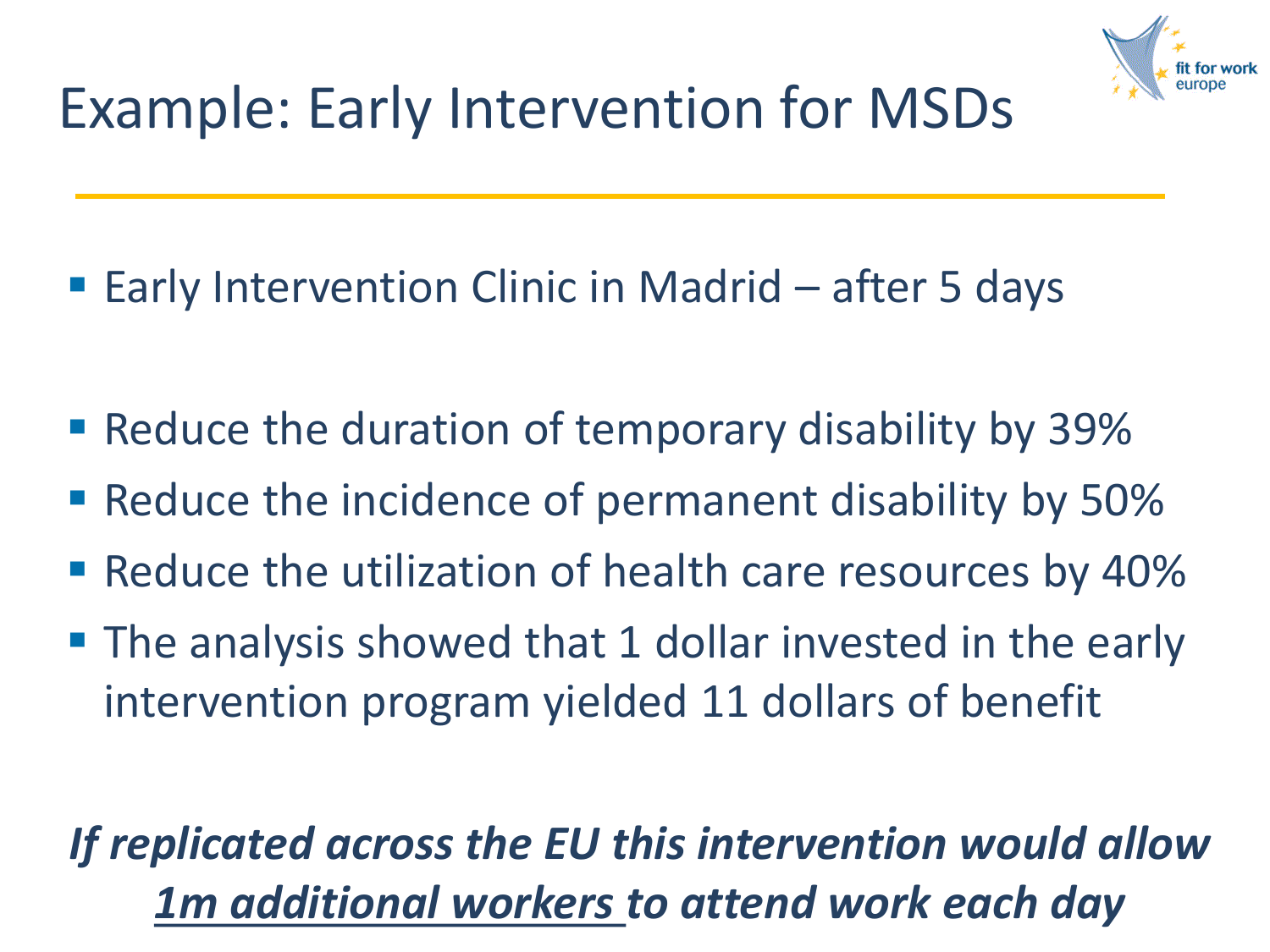# Example: Early Intervention for MSDs

- Early Intervention Clinic in Madrid – after 5 days

- Reduce the duration of temporary disability by 39%
- Reduce the incidence of permanent disability by 50%
- Reduce the utilization of health care resources by 40%
- The analysis showed that 1 dollar invested in the early intervention program yielded 11 dollars of benefit

***If replicated across the EU this intervention would allow <u>1m additional workers</u> to attend work each day***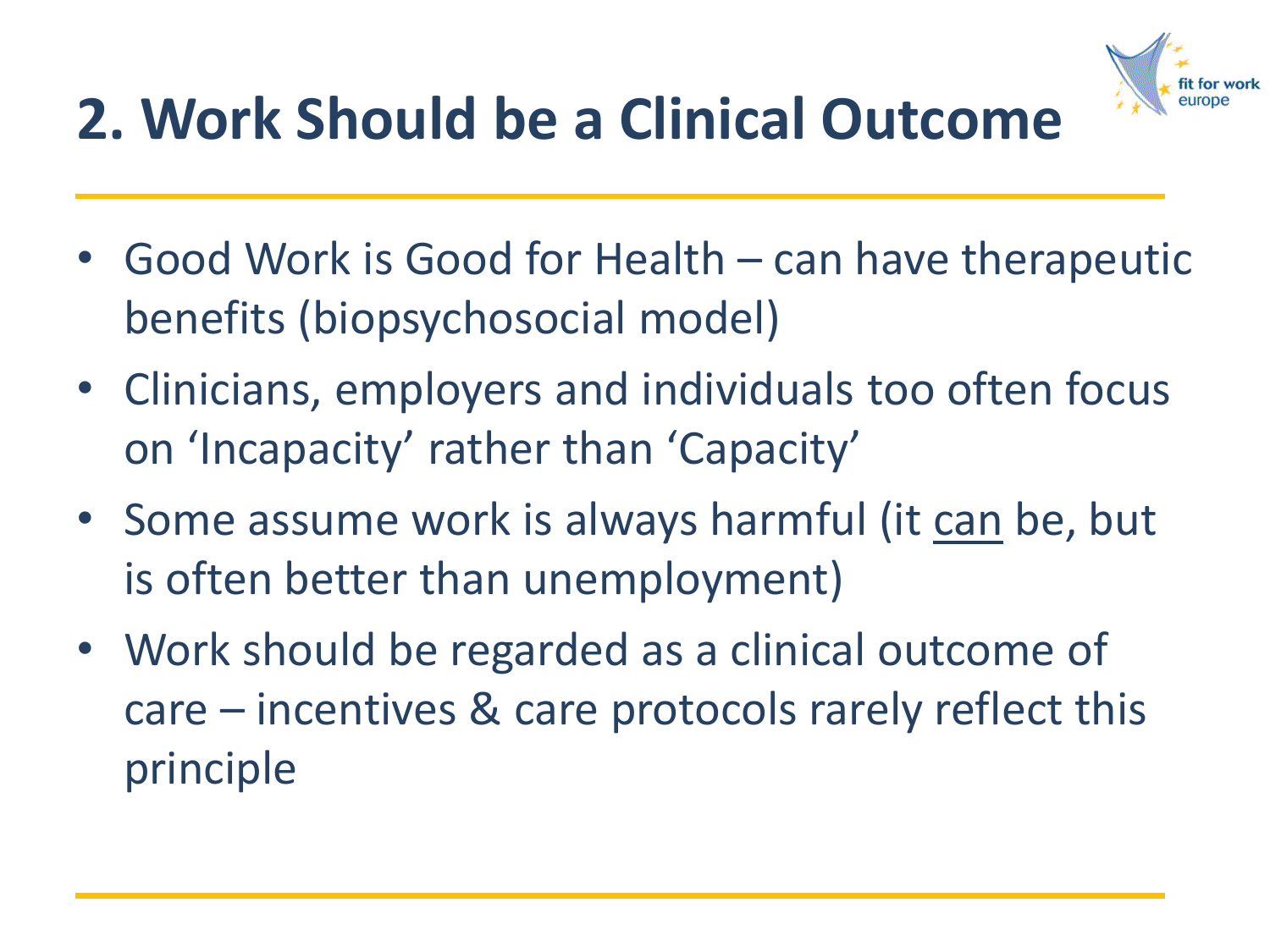# 2. Work Should be a Clinical Outcome

- Good Work is Good for Health – can have therapeutic benefits (biopsychosocial model)
- Clinicians, employers and individuals too often focus on 'Incapacity' rather than 'Capacity'
- Some assume work is always harmful (it <u>can</u> be, but is often better than unemployment)
- Work should be regarded as a clinical outcome of care – incentives & care protocols rarely reflect this principle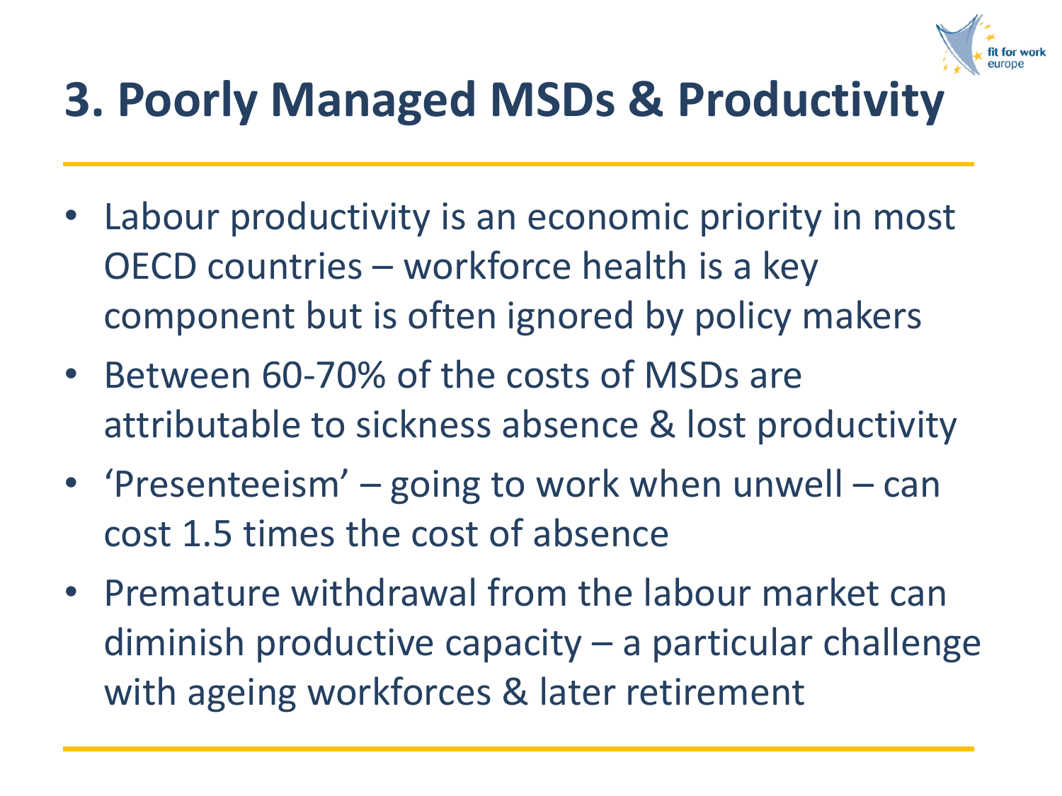# 3. Poorly Managed MSDs & Productivity

- Labour productivity is an economic priority in most OECD countries – workforce health is a key component but is often ignored by policy makers
- Between 60-70% of the costs of MSDs are attributable to sickness absence & lost productivity
- 'Presenteeism' – going to work when unwell – can cost 1.5 times the cost of absence
- Premature withdrawal from the labour market can diminish productive capacity – a particular challenge with ageing workforces & later retirement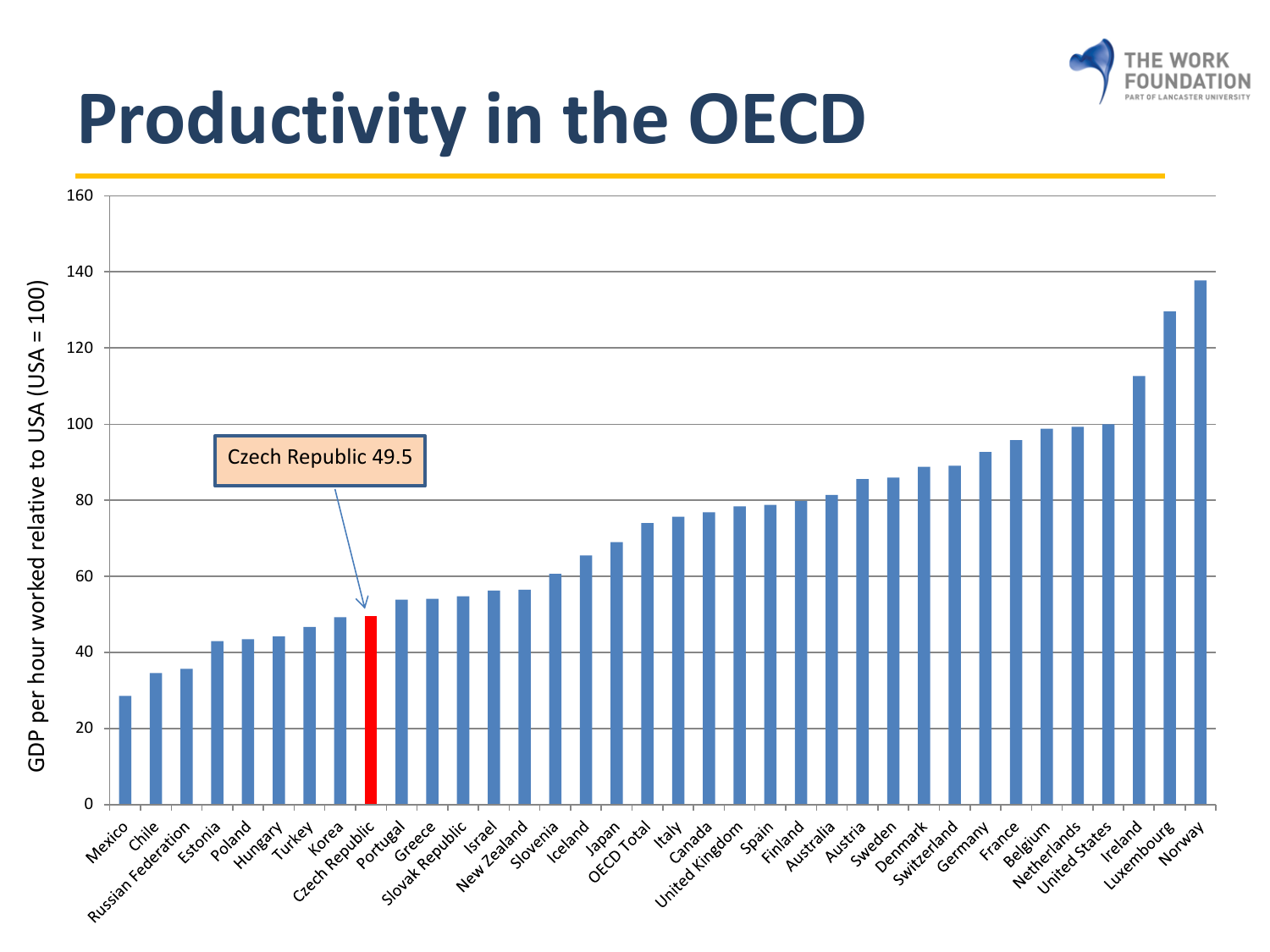# Productivity in the OECD

GDP per hour worked relative to USA (USA = 100)

Czech Republic 49.5

Mexico, Chile, Russian Federation, Estonia, Poland, Hungary, Turkey, Korea, Czech Republic, Portugal, Greece, Slovak Republic, Israel, New Zealand, Slovenia, Iceland, Japan, OECD Total, Italy, Canada, United Kingdom, Spain, Finland, Australia, Austria, Sweden, Denmark, Switzerland, Germany, France, Belgium, Netherlands, United States, Ireland, Luxembourg, Norway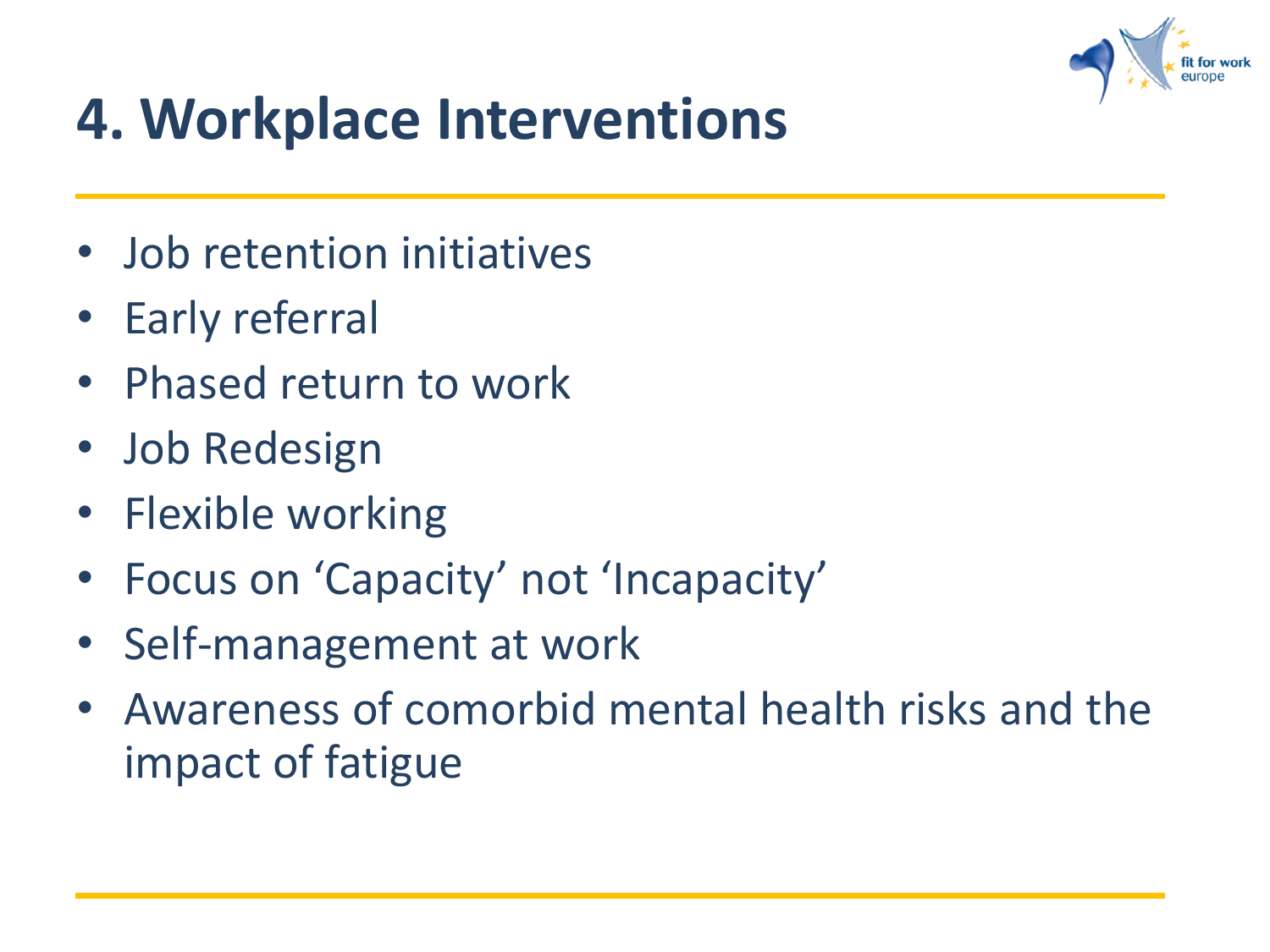# 4. Workplace Interventions

- Job retention initiatives
- Early referral
- Phased return to work
- Job Redesign
- Flexible working
- Focus on ‘Capacity’ not ‘Incapacity’
- Self-management at work
- Awareness of comorbid mental health risks and the impact of fatigue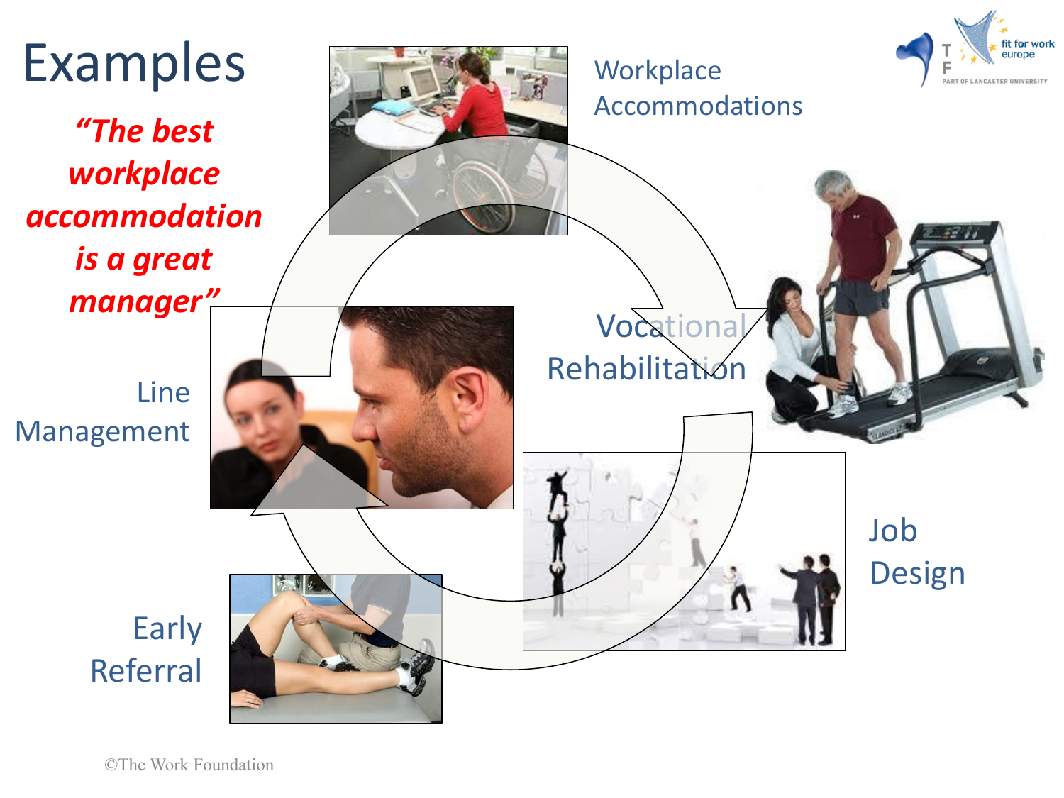# Examples

***"The best workplace accommodation is a great manager"***

Workplace Accommodations

Vocational Rehabilitation

Job Design

Early Referral

Line Management

©The Work Foundation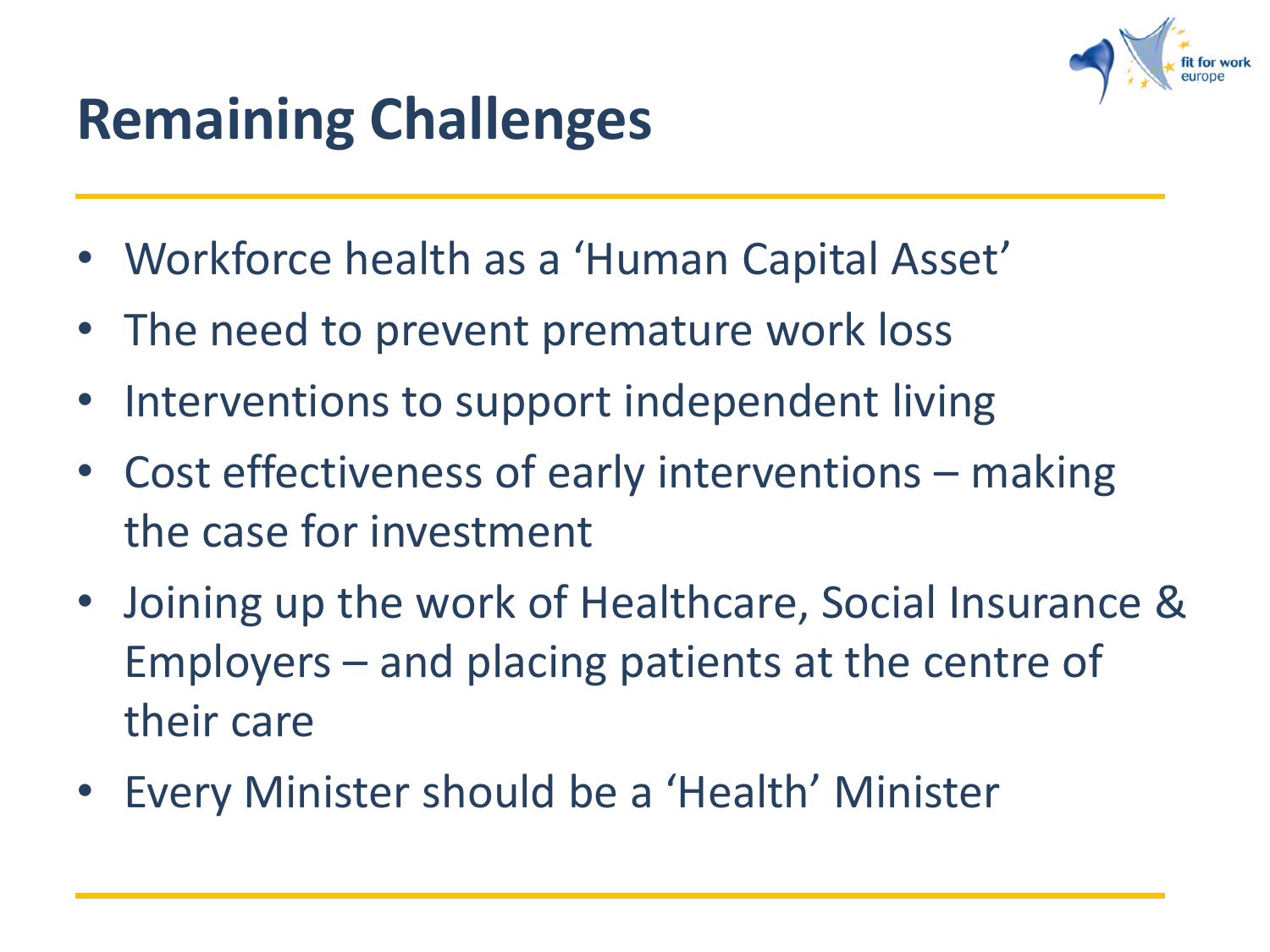# Remaining Challenges

- Workforce health as a 'Human Capital Asset'
- The need to prevent premature work loss
- Interventions to support independent living
- Cost effectiveness of early interventions – making the case for investment
- Joining up the work of Healthcare, Social Insurance & Employers – and placing patients at the centre of their care
- Every Minister should be a 'Health' Minister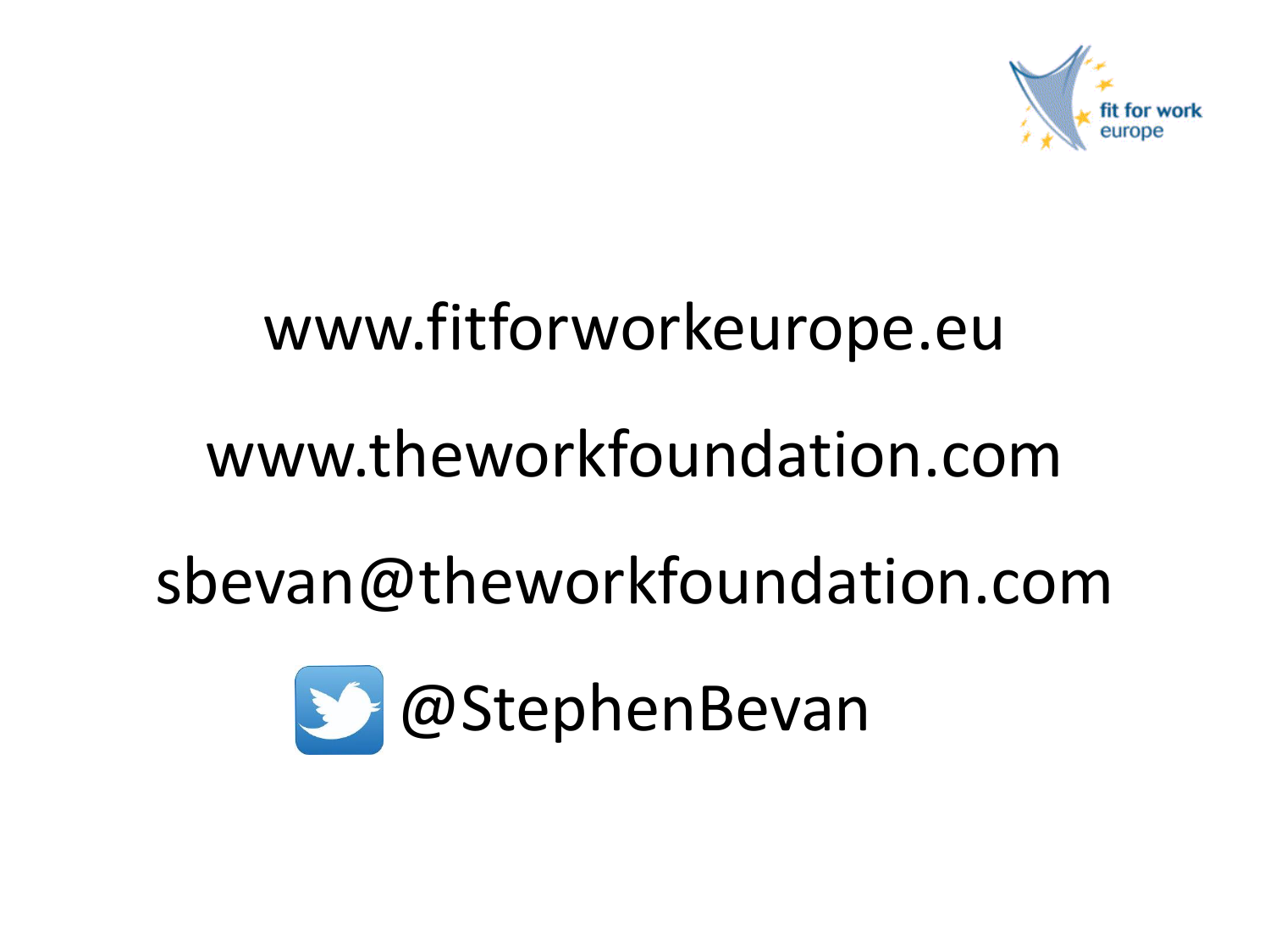fit for work europe

www.fitforworkeurope.eu

www.theworkfoundation.com

sbevan@theworkfoundation.com

@StephenBevan